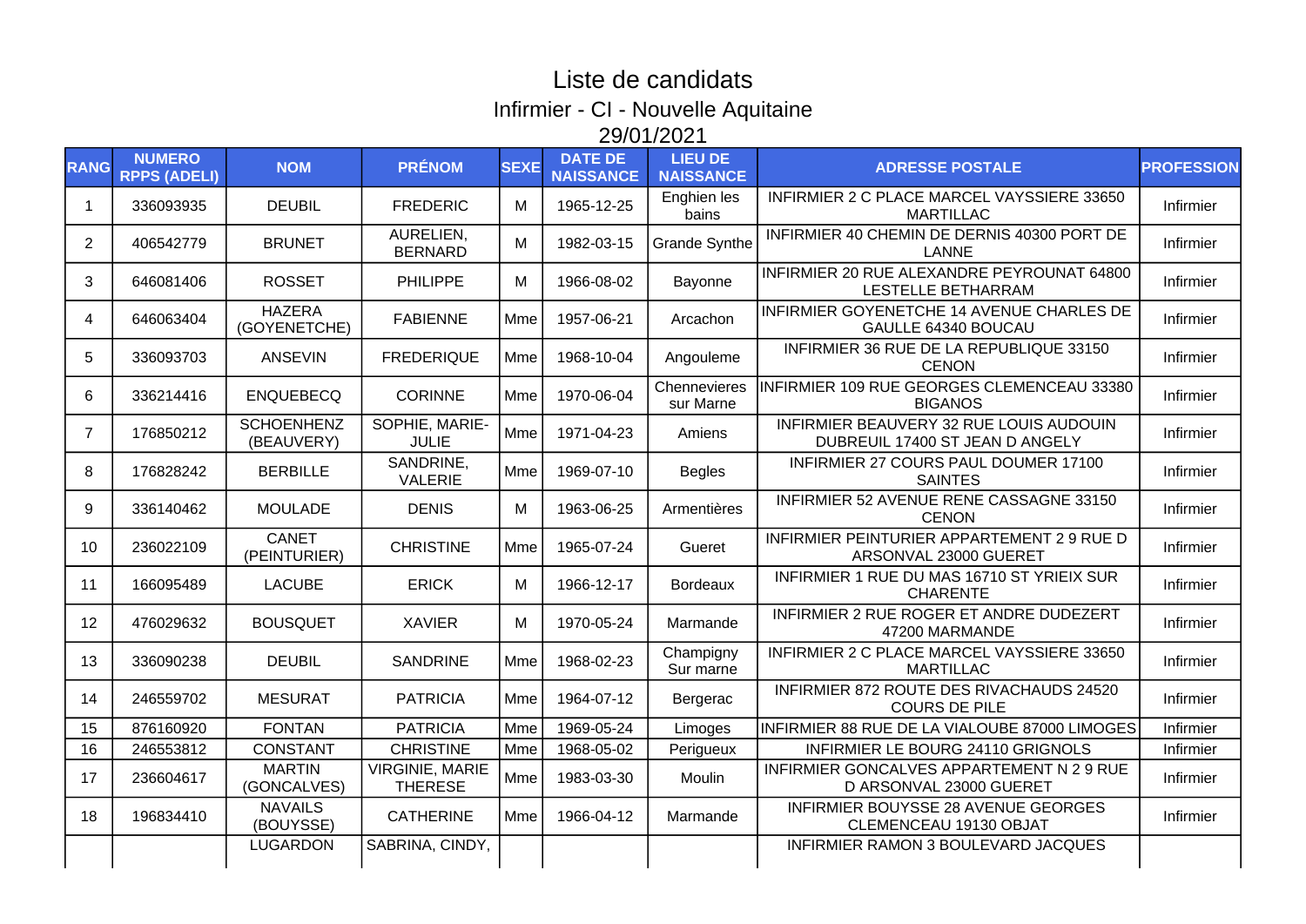# Liste de candidats

## Infirmier - CI - Nouvelle Aquitaine

## 29/01/2021

| RANG | NUMERO RPPS (ADELI) | NOM | PRÉNOM | SEXE | DATE DE NAISSANCE | LIEU DE NAISSANCE | ADRESSE POSTALE | PROFESSION |
|---|---|---|---|---|---|---|---|---|
| 1 | 336093935 | DEUBIL | FREDERIC | M | 1965-12-25 | Enghien les bains | INFIRMIER 2 C PLACE MARCEL VAYSSIERE 33650 MARTILLAC | Infirmier |
| 2 | 406542779 | BRUNET | AURELIEN, BERNARD | M | 1982-03-15 | Grande Synthe | INFIRMIER 40 CHEMIN DE DERNIS 40300 PORT DE LANNE | Infirmier |
| 3 | 646081406 | ROSSET | PHILIPPE | M | 1966-08-02 | Bayonne | INFIRMIER 20 RUE ALEXANDRE PEYROUNAT 64800 LESTELLE BETHARRAM | Infirmier |
| 4 | 646063404 | HAZERA (GOYENETCHE) | FABIENNE | Mme | 1957-06-21 | Arcachon | INFIRMIER GOYENETCHE 14 AVENUE CHARLES DE GAULLE 64340 BOUCAU | Infirmier |
| 5 | 336093703 | ANSEVIN | FREDERIQUE | Mme | 1968-10-04 | Angouleme | INFIRMIER 36 RUE DE LA REPUBLIQUE 33150 CENON | Infirmier |
| 6 | 336214416 | ENQUEBECQ | CORINNE | Mme | 1970-06-04 | Chennevieres sur Marne | INFIRMIER 109 RUE GEORGES CLEMENCEAU 33380 BIGANOS | Infirmier |
| 7 | 176850212 | SCHOENHENZ (BEAUVERY) | SOPHIE, MARIE-JULIE | Mme | 1971-04-23 | Amiens | INFIRMIER BEAUVERY 32 RUE LOUIS AUDOUIN DUBREUIL 17400 ST JEAN D ANGELY | Infirmier |
| 8 | 176828242 | BERBILLE | SANDRINE, VALERIE | Mme | 1969-07-10 | Begles | INFIRMIER 27 COURS PAUL DOUMER 17100 SAINTES | Infirmier |
| 9 | 336140462 | MOULADE | DENIS | M | 1963-06-25 | Armentières | INFIRMIER 52 AVENUE RENE CASSAGNE 33150 CENON | Infirmier |
| 10 | 236022109 | CANET (PEINTURIER) | CHRISTINE | Mme | 1965-07-24 | Gueret | INFIRMIER PEINTURIER APPARTEMENT 2 9 RUE D ARSONVAL 23000 GUERET | Infirmier |
| 11 | 166095489 | LACUBE | ERICK | M | 1966-12-17 | Bordeaux | INFIRMIER 1 RUE DU MAS 16710 ST YRIEIX SUR CHARENTE | Infirmier |
| 12 | 476029632 | BOUSQUET | XAVIER | M | 1970-05-24 | Marmande | INFIRMIER 2 RUE ROGER ET ANDRE DUDEZERT 47200 MARMANDE | Infirmier |
| 13 | 336090238 | DEUBIL | SANDRINE | Mme | 1968-02-23 | Champigny Sur marne | INFIRMIER 2 C PLACE MARCEL VAYSSIERE 33650 MARTILLAC | Infirmier |
| 14 | 246559702 | MESURAT | PATRICIA | Mme | 1964-07-12 | Bergerac | INFIRMIER 872 ROUTE DES RIVACHAUDS 24520 COURS DE PILE | Infirmier |
| 15 | 876160920 | FONTAN | PATRICIA | Mme | 1969-05-24 | Limoges | INFIRMIER 88 RUE DE LA VIALOUBE 87000 LIMOGES | Infirmier |
| 16 | 246553812 | CONSTANT | CHRISTINE | Mme | 1968-05-02 | Perigueux | INFIRMIER LE BOURG 24110 GRIGNOLS | Infirmier |
| 17 | 236604617 | MARTIN (GONCALVES) | VIRGINIE, MARIE THERESE | Mme | 1983-03-30 | Moulin | INFIRMIER GONCALVES APPARTEMENT N 2 9 RUE D ARSONVAL 23000 GUERET | Infirmier |
| 18 | 196834410 | NAVAILS (BOUYSSE) | CATHERINE | Mme | 1966-04-12 | Marmande | INFIRMIER BOUYSSE 28 AVENUE GEORGES CLEMENCEAU 19130 OBJAT | Infirmier |
| | | LUGARDON | SABRINA, CINDY, | | | | INFIRMIER RAMON 3 BOULEVARD JACQUES | |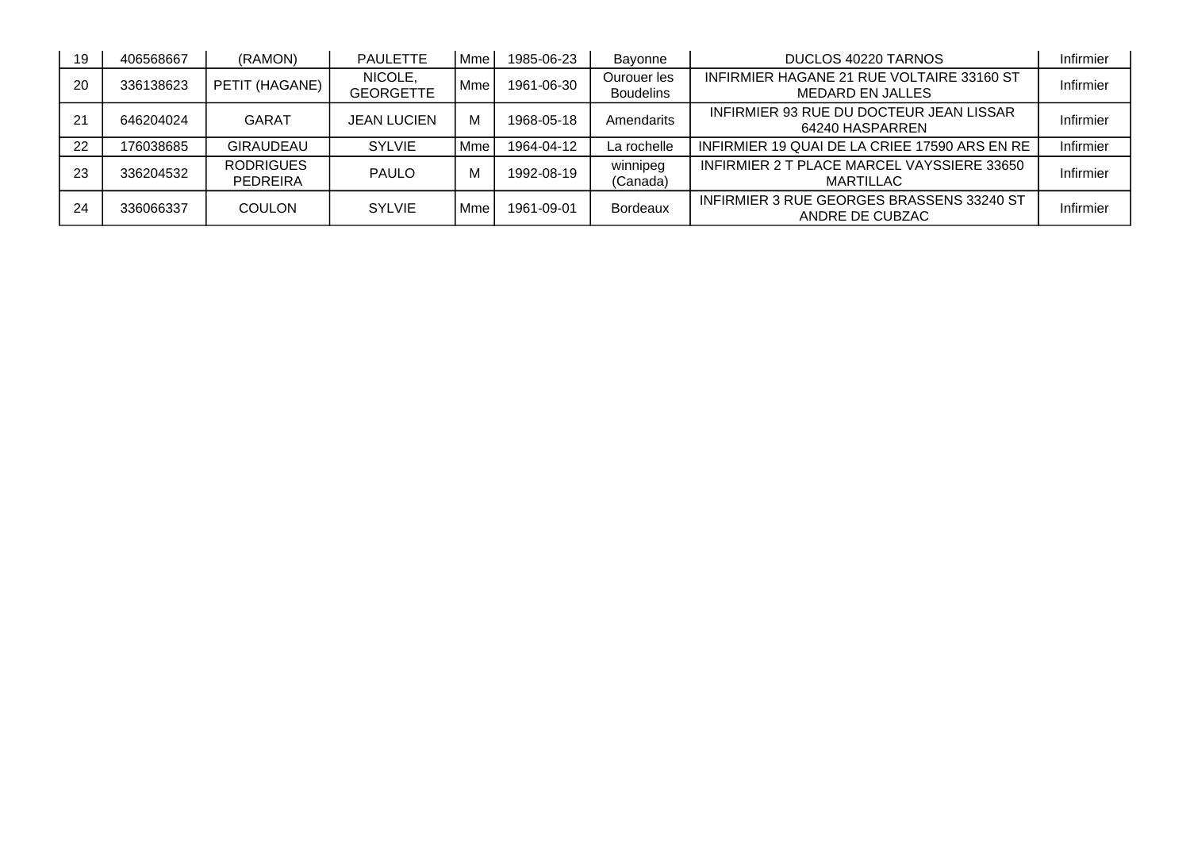| | | | | | | | | |
|---|---|---|---|---|---|---|---|---|
| 19 | 406568667 | (RAMON) | PAULETTE | Mme | 1985-06-23 | Bayonne | DUCLOS 40220 TARNOS | Infirmier |
| 20 | 336138623 | PETIT (HAGANE) | NICOLE, GEORGETTE | Mme | 1961-06-30 | Ourouer les Boudelins | INFIRMIER HAGANE 21 RUE VOLTAIRE 33160 ST MEDARD EN JALLES | Infirmier |
| 21 | 646204024 | GARAT | JEAN LUCIEN | M | 1968-05-18 | Amendarits | INFIRMIER 93 RUE DU DOCTEUR JEAN LISSAR 64240 HASPARREN | Infirmier |
| 22 | 176038685 | GIRAUDEAU | SYLVIE | Mme | 1964-04-12 | La rochelle | INFIRMIER 19 QUAI DE LA CRIEE 17590 ARS EN RE | Infirmier |
| 23 | 336204532 | RODRIGUES PEDREIRA | PAULO | M | 1992-08-19 | winnipeg (Canada) | INFIRMIER 2 T PLACE MARCEL VAYSSIERE 33650 MARTILLAC | Infirmier |
| 24 | 336066337 | COULON | SYLVIE | Mme | 1961-09-01 | Bordeaux | INFIRMIER 3 RUE GEORGES BRASSENS 33240 ST ANDRE DE CUBZAC | Infirmier |